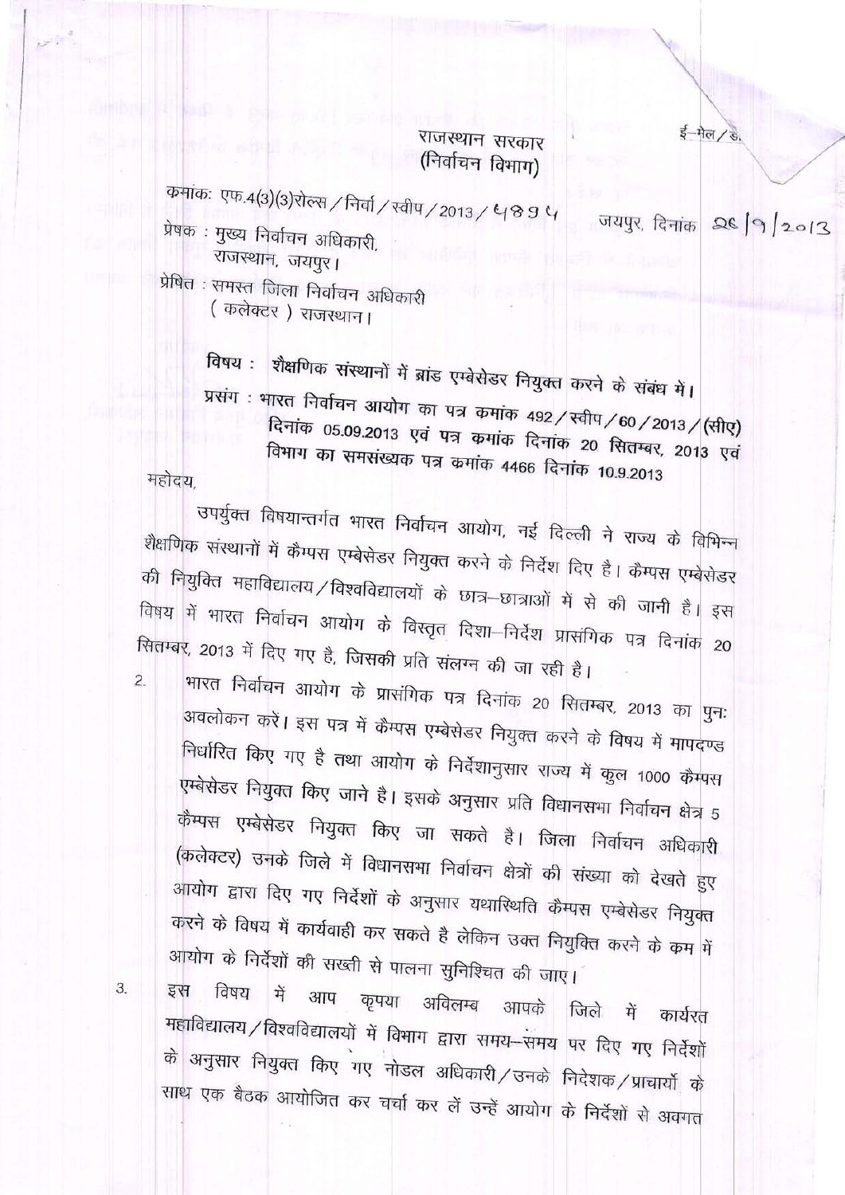ई-मेल/डा.

राजस्थान सरकार
(निर्वाचन विभाग)

क्रमांक: एफ.4(3)(3)रोल्स/निर्वा/स्वीप/2013/4895 जयपुर, दिनांक 26/9/2013

प्रेषक : मुख्य निर्वाचन अधिकारी,
राजस्थान, जयपुर।

प्रेषित : समस्त जिला निर्वाचन अधिकारी
(कलेक्टर) राजस्थान।

**विषय : शैक्षणिक संस्थानों में ब्रांड एम्बेसेडर नियुक्त करने के संबंध में।**

**प्रसंग : भारत निर्वाचन आयोग का पत्र क्रमांक 492/स्वीप/60/2013/(सीए) दिनांक 05.09.2013 एवं पत्र क्रमांक दिनांक 20 सितम्बर, 2013 एवं विभाग का समसंख्यक पत्र क्रमांक 4466 दिनांक 10.9.2013**

महोदय,

उपर्युक्त विषयान्तर्गत भारत निर्वाचन आयोग, नई दिल्ली ने राज्य के विभिन्न शैक्षणिक संस्थानों में कैम्पस एम्बेसेडर नियुक्त करने के निर्देश दिए है। कैम्पस एम्बेसेडर की नियुक्ति महाविद्यालय/विश्वविद्यालयों के छात्र-छात्राओं में से की जानी है। इस विषय में भारत निर्वाचन आयोग के विस्तृत दिशा-निर्देश प्रासंगिक पत्र दिनांक 20 सितम्बर, 2013 में दिए गए है, जिसकी प्रति संलग्न की जा रही है।

2. भारत निर्वाचन आयोग के प्रासंगिक पत्र दिनांक 20 सितम्बर, 2013 का पुनः अवलोकन करें। इस पत्र में कैम्पस एम्बेसेडर नियुक्त करने के विषय में मापदण्ड निर्धारित किए गए है तथा आयोग के निर्देशानुसार राज्य में कुल 1000 कैम्पस एम्बेसेडर नियुक्त किए जाने है। इसके अनुसार प्रति विधानसभा निर्वाचन क्षेत्र 5 कैम्पस एम्बेसेडर नियुक्त किए जा सकते है। जिला निर्वाचन अधिकारी (कलेक्टर) उनके जिले में विधानसभा निर्वाचन क्षेत्रों की संख्या को देखते हुए आयोग द्वारा दिए गए निर्देशों के अनुसार यथास्थिति कैम्पस एम्बेसेडर नियुक्त करने के विषय में कार्यवाही कर सकते है लेकिन उक्त नियुक्ति करने के क्रम में आयोग के निर्देशों की सख्ती से पालना सुनिश्चित की जाए।

3. इस विषय में आप कृपया अविलम्ब आपके जिले में कार्यरत महाविद्यालय/विश्वविद्यालयों में विभाग द्वारा समय-समय पर दिए गए निर्देशों के अनुसार नियुक्त किए गए नोडल अधिकारी/उनके निदेशक/प्राचार्यो के साथ एक बैठक आयोजित कर चर्चा कर लें उन्हें आयोग के निर्देशों से अवगत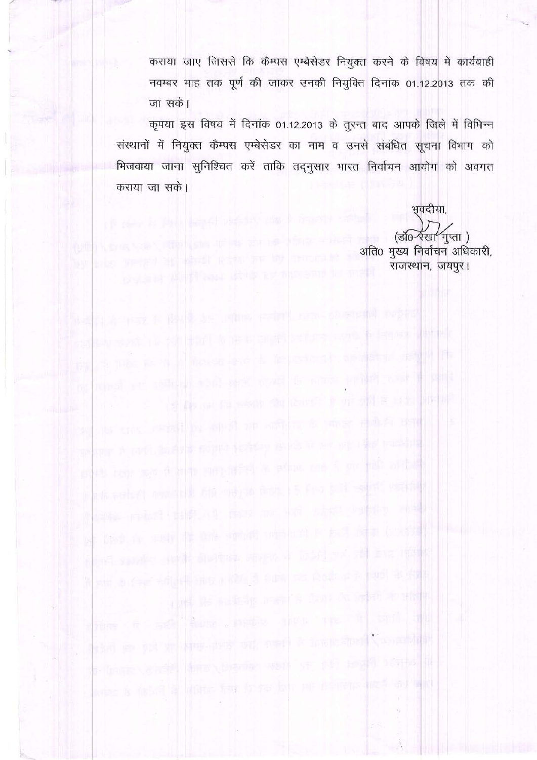कराया जाए जिससे कि कैम्पस एम्बेसेडर नियुक्त करने के विषय में कार्यवाही नवम्बर माह तक पूर्ण की जाकर उनकी नियुक्ति दिनांक 01.12.2013 तक की जा सके।

कृपया इस विषय में दिनांक 01.12.2013 के तुरन्त बाद आपके जिले में विभिन्न संस्थानों में नियुक्त कैम्पस एम्बेसेडर का नाम व उनसे संबंधित सूचना विभाग को भिजवाया जाना सुनिश्चित करें ताकि तद्नुसार भारत निर्वाचन आयोग को अवगत कराया जा सके।

भवदीया,

(डॉ० रेखा गुप्ता)
अति० मुख्य निर्वाचन अधिकारी,
राजस्थान, जयपुर।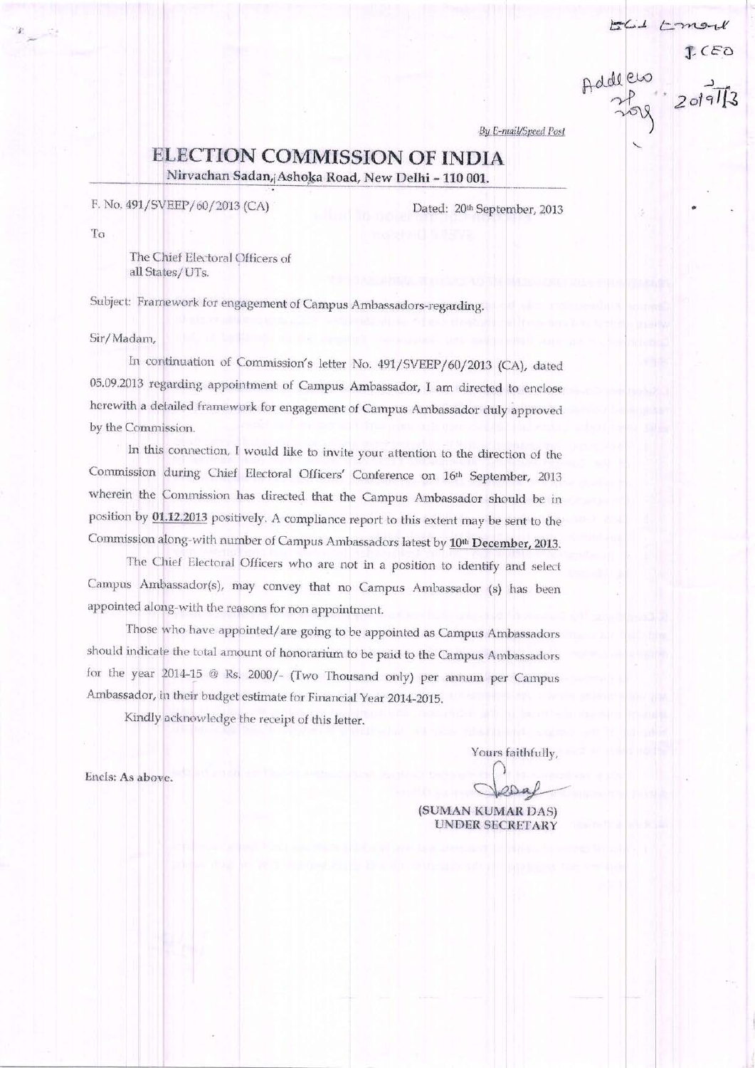ECI Email
J.CEO
Addl CEO
20/9/13

*By E-mail/Speed Post*

# ELECTION COMMISSION OF INDIA

Nirvachan Sadan, Ashoka Road, New Delhi - 110 001.

F. No. 491/SVEEP/60/2013 (CA)

Dated: 20th September, 2013

To

The Chief Electoral Officers of all States/UTs.

Subject: Framework for engagement of Campus Ambassadors-regarding.

Sir/Madam,

In continuation of Commission's letter No. 491/SVEEP/60/2013 (CA), dated 05.09.2013 regarding appointment of Campus Ambassador, I am directed to enclose herewith a detailed framework for engagement of Campus Ambassador duly approved by the Commission.

In this connection, I would like to invite your attention to the direction of the Commission during Chief Electoral Officers' Conference on 16th September, 2013 wherein the Commission has directed that the Campus Ambassador should be in position by **01.12.2013** positively. A compliance report to this extent may be sent to the Commission along-with number of Campus Ambassadors latest by **10th December, 2013**.

The Chief Electoral Officers who are not in a position to identify and select Campus Ambassador(s), may convey that no Campus Ambassador (s) has been appointed along-with the reasons for non appointment.

Those who have appointed/are going to be appointed as Campus Ambassadors should indicate the total amount of honorarium to be paid to the Campus Ambassadors for the year 2014-15 @ Rs. 2000/- (Two Thousand only) per annum per Campus Ambassador, in their budget estimate for Financial Year 2014-2015.

Kindly acknowledge the receipt of this letter.

Yours faithfully,

(SUMAN KUMAR DAS)
UNDER SECRETARY

Encls: As above.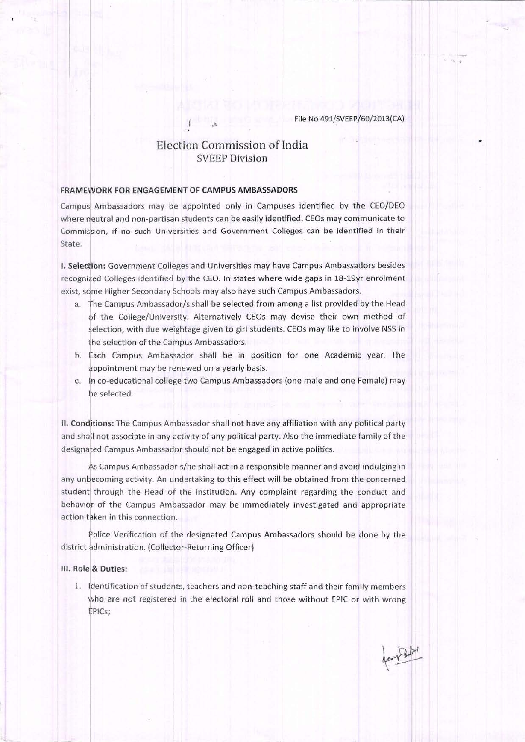File No 491/SVEEP/60/2013(CA)

# Election Commission of India

## SVEEP Division

### FRAMEWORK FOR ENGAGEMENT OF CAMPUS AMBASSADORS

Campus Ambassadors may be appointed only in Campuses identified by the CEO/DEO where neutral and non-partisan students can be easily identified. CEOs may communicate to Commission, if no such Universities and Government Colleges can be identified in their State.

**I. Selection:** Government Colleges and Universities may have Campus Ambassadors besides recognized Colleges identified by the CEO. In states where wide gaps in 18-19yr enrolment exist, some Higher Secondary Schools may also have such Campus Ambassadors.

a. The Campus Ambassador/s shall be selected from among a list provided by the Head of the College/University. Alternatively CEOs may devise their own method of selection, with due weightage given to girl students. CEOs may like to involve NSS in the selection of the Campus Ambassadors.

b. Each Campus Ambassador shall be in position for one Academic year. The appointment may be renewed on a yearly basis.

c. In co-educational college two Campus Ambassadors (one male and one Female) may be selected.

**II. Conditions:** The Campus Ambassador shall not have any affiliation with any political party and shall not associate in any activity of any political party. Also the immediate family of the designated Campus Ambassador should not be engaged in active politics.

As Campus Ambassador s/he shall act in a responsible manner and avoid indulging in any unbecoming activity. An undertaking to this effect will be obtained from the concerned student through the Head of the Institution. Any complaint regarding the conduct and behavior of the Campus Ambassador may be immediately investigated and appropriate action taken in this connection.

Police Verification of the designated Campus Ambassadors should be done by the district administration. (Collector-Returning Officer)

**III. Role & Duties:**

1. Identification of students, teachers and non-teaching staff and their family members who are not registered in the electoral roll and those without EPIC or with wrong EPICs;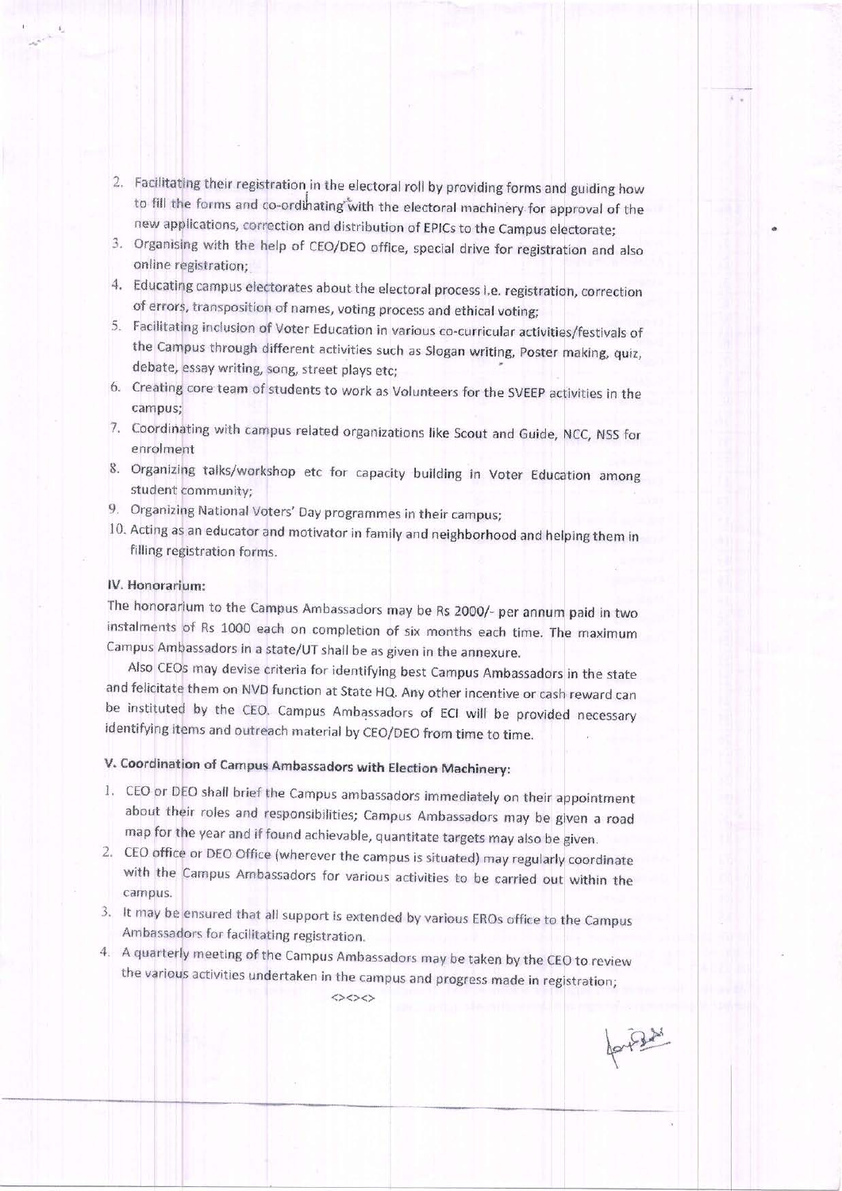2. Facilitating their registration in the electoral roll by providing forms and guiding how to fill the forms and co-ordinating with the electoral machinery for approval of the new applications, correction and distribution of EPICs to the Campus electorate;
3. Organising with the help of CEO/DEO office, special drive for registration and also online registration;
4. Educating campus electorates about the electoral process i.e. registration, correction of errors, transposition of names, voting process and ethical voting;
5. Facilitating inclusion of Voter Education in various co-curricular activities/festivals of the Campus through different activities such as Slogan writing, Poster making, quiz, debate, essay writing, song, street plays etc;
6. Creating core team of students to work as Volunteers for the SVEEP activities in the campus;
7. Coordinating with campus related organizations like Scout and Guide, NCC, NSS for enrolment
8. Organizing talks/workshop etc for capacity building in Voter Education among student community;
9. Organizing National Voters' Day programmes in their campus;
10. Acting as an educator and motivator in family and neighborhood and helping them in filling registration forms.

### IV. Honorarium:

The honorarium to the Campus Ambassadors may be Rs 2000/- per annum paid in two instalments of Rs 1000 each on completion of six months each time. The maximum Campus Ambassadors in a state/UT shall be as given in the annexure.

Also CEOs may devise criteria for identifying best Campus Ambassadors in the state and felicitate them on NVD function at State HQ. Any other incentive or cash reward can be instituted by the CEO. Campus Ambassadors of ECI will be provided necessary identifying items and outreach material by CEO/DEO from time to time.

### V. Coordination of Campus Ambassadors with Election Machinery:

1. CEO or DEO shall brief the Campus ambassadors immediately on their appointment about their roles and responsibilities; Campus Ambassadors may be given a road map for the year and if found achievable, quantitate targets may also be given.
2. CEO office or DEO Office (wherever the campus is situated) may regularly coordinate with the Campus Ambassadors for various activities to be carried out within the campus.
3. It may be ensured that all support is extended by various EROs office to the Campus Ambassadors for facilitating registration.
4. A quarterly meeting of the Campus Ambassadors may be taken by the CEO to review the various activities undertaken in the campus and progress made in registration;

<><><>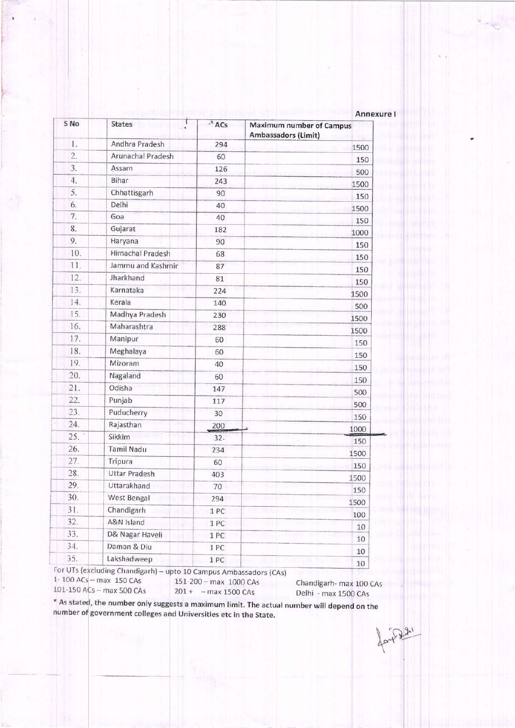**Annexure I**

| S No | States | * ACs | Maximum number of Campus Ambassadors (Limit) |
|---|---|---|---|
| 1. | Andhra Pradesh | 294 | 1500 |
| 2. | Arunachal Pradesh | 60 | 150 |
| 3. | Assam | 126 | 500 |
| 4. | Bihar | 243 | 1500 |
| 5. | Chhattisgarh | 90 | 150 |
| 6. | Delhi | 40 | 1500 |
| 7. | Goa | 40 | 150 |
| 8. | Gujarat | 182 | 1000 |
| 9. | Haryana | 90 | 150 |
| 10. | Himachal Pradesh | 68 | 150 |
| 11. | Jammu and Kashmir | 87 | 150 |
| 12. | Jharkhand | 81 | 150 |
| 13. | Karnataka | 224 | 1500 |
| 14. | Kerala | 140 | 500 |
| 15. | Madhya Pradesh | 230 | 1500 |
| 16. | Maharashtra | 288 | 1500 |
| 17. | Manipur | 60 | 150 |
| 18. | Meghalaya | 60 | 150 |
| 19. | Mizoram | 40 | 150 |
| 20. | Nagaland | 60 | 150 |
| 21. | Odisha | 147 | 500 |
| 22. | Punjab | 117 | 500 |
| 23. | Puducherry | 30 | 150 |
| 24. | Rajasthan | 200 | 1000 |
| 25. | Sikkim | 32 | 150 |
| 26. | Tamil Nadu | 234 | 1500 |
| 27. | Tripura | 60 | 150 |
| 28. | Uttar Pradesh | 403 | 1500 |
| 29. | Uttarakhand | 70 | 150 |
| 30. | West Bengal | 294 | 1500 |
| 31. | Chandigarh | 1 PC | 100 |
| 32. | A&N Island | 1 PC | 10 |
| 33. | D& Nagar Haveli | 1 PC | 10 |
| 34. | Daman & Diu | 1 PC | 10 |
| 35. | Lakshadweep | 1 PC | 10 |

For UTs (excluding Chandigarh) – upto 10 Campus Ambassadors (CAs)

1- 100 ACs – max 150 CAs
101-150 ACs – max 500 CAs
151-200 – max 1000 CAs
201 + – max 1500 CAs
Chandigarh- max 100 CAs
Delhi - max 1500 CAs

\* As stated, the number only suggests a maximum limit. The actual number will depend on the number of government colleges and Universities etc in the State.